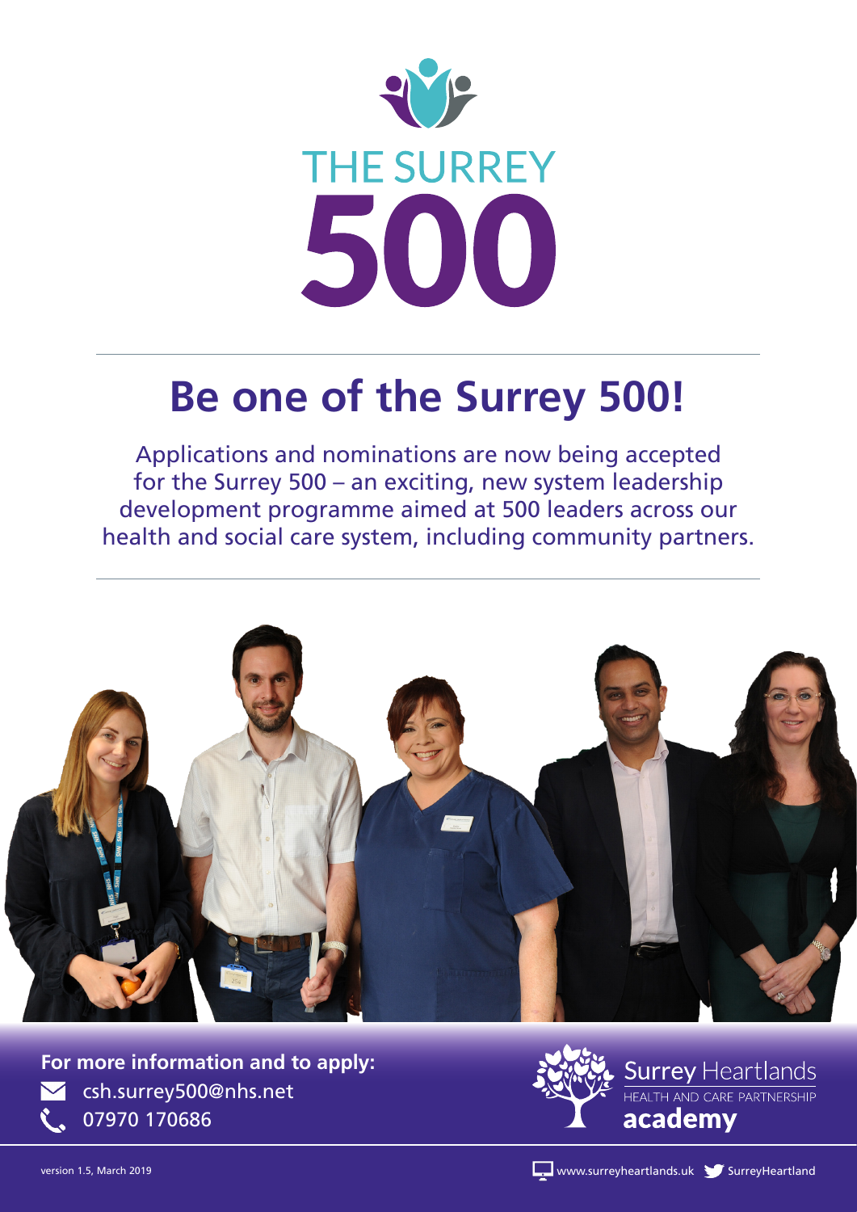# THE SURREY 500

## Be one of the Surrey 500!

Applications and nominations are now being accepted for the Surrey 500 – an exciting, new system leadership development programme aimed at 500 leaders across our health and social care system, including community partners.

**For more information and to apply:**

csh.surrey500@nhs.net

07970 170686

Surrey Heartlands
HEALTH AND CARE PARTNERSHIP
**academy**

version 1.5, March 2019

www.surreyheartlands.uk SurreyHeartland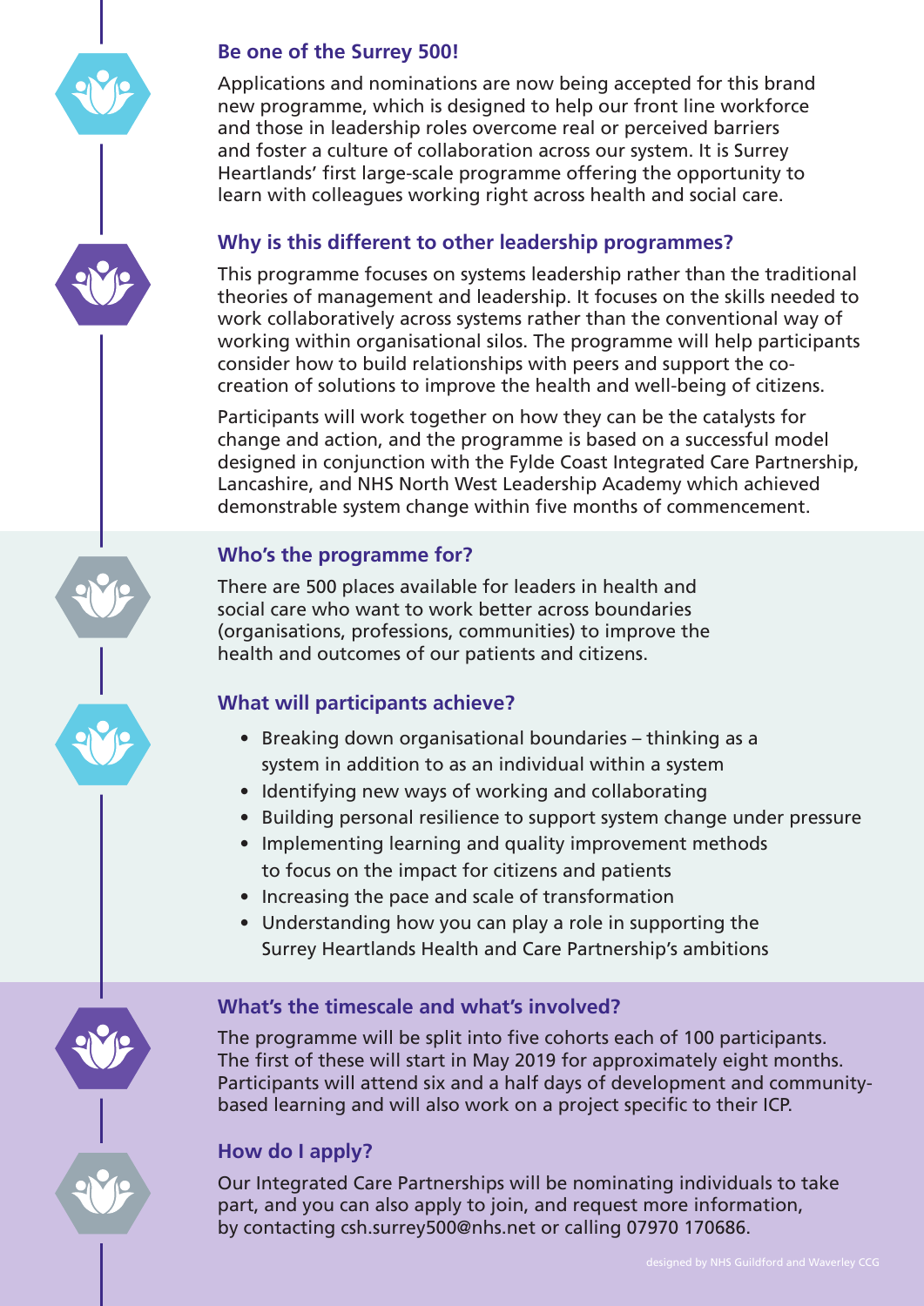## Be one of the Surrey 500!

Applications and nominations are now being accepted for this brand new programme, which is designed to help our front line workforce and those in leadership roles overcome real or perceived barriers and foster a culture of collaboration across our system. It is Surrey Heartlands' first large-scale programme offering the opportunity to learn with colleagues working right across health and social care.

## Why is this different to other leadership programmes?

This programme focuses on systems leadership rather than the traditional theories of management and leadership. It focuses on the skills needed to work collaboratively across systems rather than the conventional way of working within organisational silos. The programme will help participants consider how to build relationships with peers and support the co-creation of solutions to improve the health and well-being of citizens.

Participants will work together on how they can be the catalysts for change and action, and the programme is based on a successful model designed in conjunction with the Fylde Coast Integrated Care Partnership, Lancashire, and NHS North West Leadership Academy which achieved demonstrable system change within five months of commencement.

## Who's the programme for?

There are 500 places available for leaders in health and social care who want to work better across boundaries (organisations, professions, communities) to improve the health and outcomes of our patients and citizens.

## What will participants achieve?

- Breaking down organisational boundaries – thinking as a system in addition to as an individual within a system
- Identifying new ways of working and collaborating
- Building personal resilience to support system change under pressure
- Implementing learning and quality improvement methods to focus on the impact for citizens and patients
- Increasing the pace and scale of transformation
- Understanding how you can play a role in supporting the Surrey Heartlands Health and Care Partnership's ambitions

## What's the timescale and what's involved?

The programme will be split into five cohorts each of 100 participants. The first of these will start in May 2019 for approximately eight months. Participants will attend six and a half days of development and community-based learning and will also work on a project specific to their ICP.

## How do I apply?

Our Integrated Care Partnerships will be nominating individuals to take part, and you can also apply to join, and request more information, by contacting csh.surrey500@nhs.net or calling 07970 170686.

designed by NHS Guildford and Waverley CCG